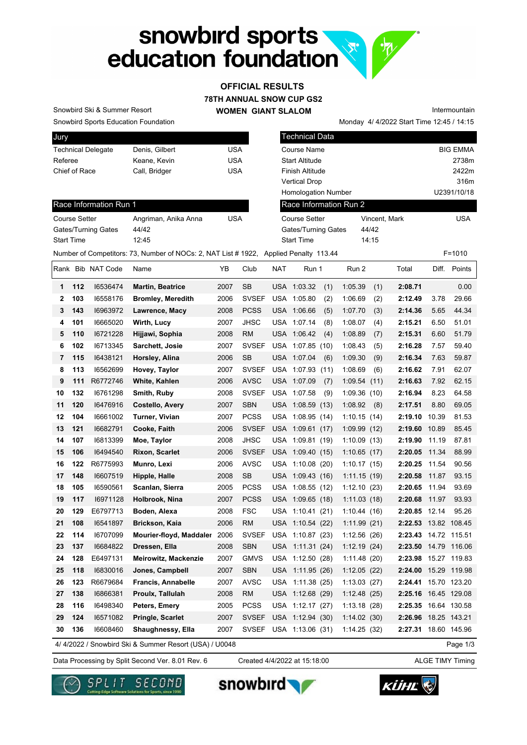# snowbird sports education foundation

## OFFICIAL RESULTS
## 78TH ANNUAL SNOW CUP GS2
## WOMEN GIANT SLALOM

Snowbird Ski & Summer Resort
Snowbird Sports Education Foundation

Intermountain
Monday 4/ 4/2022 Start Time 12:45 / 14:15

| Jury | | |
|---|---|---|
| Technical Delegate | Denis, Gilbert | USA |
| Referee | Keane, Kevin | USA |
| Chief of Race | Call, Bridger | USA |

| Technical Data | |
|---|---|
| Course Name | BIG EMMA |
| Start Altitude | 2738m |
| Finish Altitude | 2422m |
| Vertical Drop | 316m |
| Homologation Number | U2391/10/18 |

| Race Information Run 1 | | |
|---|---|---|
| Course Setter | Angriman, Anika Anna | USA |
| Gates/Turning Gates | 44/42 | |
| Start Time | 12:45 | |

| Race Information Run 2 | | |
|---|---|---|
| Course Setter | Vincent, Mark | USA |
| Gates/Turning Gates | 44/42 | |
| Start Time | 14:15 | |

Number of Competitors: 73, Number of NOCs: 2, NAT List # 1922, Applied Penalty 113.44 F=1010

| Rank | Bib | NAT Code | Name | YB | Club | NAT | Run 1 | Run 2 | Total | Diff. | Points |
|---|---|---|---|---|---|---|---|---|---|---|---|
| 1 | 112 | I6536474 | **Martin, Beatrice** | 2007 | SB | USA | 1:03.32 (1) | 1:05.39 (1) | **2:08.71** | | 0.00 |
| 2 | 103 | I6558176 | **Bromley, Meredith** | 2006 | SVSEF | USA | 1:05.80 (2) | 1:06.69 (2) | **2:12.49** | 3.78 | 29.66 |
| 3 | 143 | I6963972 | **Lawrence, Macy** | 2008 | PCSS | USA | 1:06.66 (5) | 1:07.70 (3) | **2:14.36** | 5.65 | 44.34 |
| 4 | 101 | I6665020 | **Wirth, Lucy** | 2007 | JHSC | USA | 1:07.14 (8) | 1:08.07 (4) | **2:15.21** | 6.50 | 51.01 |
| 5 | 110 | I6721228 | **Hijjawi, Sophia** | 2008 | RM | USA | 1:06.42 (4) | 1:08.89 (7) | **2:15.31** | 6.60 | 51.79 |
| 6 | 102 | I6713345 | **Sarchett, Josie** | 2007 | SVSEF | USA | 1:07.85 (10) | 1:08.43 (5) | **2:16.28** | 7.57 | 59.40 |
| 7 | 115 | I6438121 | **Horsley, Alina** | 2006 | SB | USA | 1:07.04 (6) | 1:09.30 (9) | **2:16.34** | 7.63 | 59.87 |
| 8 | 113 | I6562699 | **Hovey, Taylor** | 2007 | SVSEF | USA | 1:07.93 (11) | 1:08.69 (6) | **2:16.62** | 7.91 | 62.07 |
| 9 | 111 | R6772746 | **White, Kahlen** | 2006 | AVSC | USA | 1:07.09 (7) | 1:09.54 (11) | **2:16.63** | 7.92 | 62.15 |
| 10 | 132 | I6761298 | **Smith, Ruby** | 2008 | SVSEF | USA | 1:07.58 (9) | 1:09.36 (10) | **2:16.94** | 8.23 | 64.58 |
| 11 | 120 | I6476916 | **Costello, Avery** | 2007 | SBN | USA | 1:08.59 (13) | 1:08.92 (8) | **2:17.51** | 8.80 | 69.05 |
| 12 | 104 | I6661002 | **Turner, Vivian** | 2007 | PCSS | USA | 1:08.95 (14) | 1:10.15 (14) | **2:19.10** | 10.39 | 81.53 |
| 13 | 121 | I6682791 | **Cooke, Faith** | 2006 | SVSEF | USA | 1:09.61 (17) | 1:09.99 (12) | **2:19.60** | 10.89 | 85.45 |
| 14 | 107 | I6813399 | **Moe, Taylor** | 2008 | JHSC | USA | 1:09.81 (19) | 1:10.09 (13) | **2:19.90** | 11.19 | 87.81 |
| 15 | 106 | I6494540 | **Rixon, Scarlet** | 2006 | SVSEF | USA | 1:09.40 (15) | 1:10.65 (17) | **2:20.05** | 11.34 | 88.99 |
| 16 | 122 | R6775993 | **Munro, Lexi** | 2006 | AVSC | USA | 1:10.08 (20) | 1:10.17 (15) | **2:20.25** | 11.54 | 90.56 |
| 17 | 148 | I6607519 | **Hipple, Halle** | 2008 | SB | USA | 1:09.43 (16) | 1:11.15 (19) | **2:20.58** | 11.87 | 93.15 |
| 18 | 105 | I6590561 | **Scanlan, Sierra** | 2005 | PCSS | USA | 1:08.55 (12) | 1:12.10 (23) | **2:20.65** | 11.94 | 93.69 |
| 19 | 117 | I6971128 | **Holbrook, Nina** | 2007 | PCSS | USA | 1:09.65 (18) | 1:11.03 (18) | **2:20.68** | 11.97 | 93.93 |
| 20 | 129 | E6797713 | **Boden, Alexa** | 2008 | FSC | USA | 1:10.41 (21) | 1:10.44 (16) | **2:20.85** | 12.14 | 95.26 |
| 21 | 108 | I6541897 | **Brickson, Kaia** | 2006 | RM | USA | 1:10.54 (22) | 1:11.99 (21) | **2:22.53** | 13.82 | 108.45 |
| 22 | 114 | I6707099 | **Mourier-floyd, Maddaler** | 2006 | SVSEF | USA | 1:10.87 (23) | 1:12.56 (26) | **2:23.43** | 14.72 | 115.51 |
| 23 | 137 | I6684822 | **Dressen, Ella** | 2008 | SBN | USA | 1:11.31 (24) | 1:12.19 (24) | **2:23.50** | 14.79 | 116.06 |
| 24 | 128 | E6497131 | **Meirowitz, Mackenzie** | 2007 | GMVS | USA | 1:12.50 (28) | 1:11.48 (20) | **2:23.98** | 15.27 | 119.83 |
| 25 | 118 | I6830016 | **Jones, Campbell** | 2007 | SBN | USA | 1:11.95 (26) | 1:12.05 (22) | **2:24.00** | 15.29 | 119.98 |
| 26 | 123 | R6679684 | **Francis, Annabelle** | 2007 | AVSC | USA | 1:11.38 (25) | 1:13.03 (27) | **2:24.41** | 15.70 | 123.20 |
| 27 | 138 | I6866381 | **Proulx, Tallulah** | 2008 | RM | USA | 1:12.68 (29) | 1:12.48 (25) | **2:25.16** | 16.45 | 129.08 |
| 28 | 116 | I6498340 | **Peters, Emery** | 2005 | PCSS | USA | 1:12.17 (27) | 1:13.18 (28) | **2:25.35** | 16.64 | 130.58 |
| 29 | 124 | I6571082 | **Pringle, Scarlet** | 2007 | SVSEF | USA | 1:12.94 (30) | 1:14.02 (30) | **2:26.96** | 18.25 | 143.21 |
| 30 | 136 | I6608460 | **Shaughnessy, Ella** | 2007 | SVSEF | USA | 1:13.06 (31) | 1:14.25 (32) | **2:27.31** | 18.60 | 145.96 |

4/ 4/2022 / Snowbird Ski & Summer Resort (USA) / U0048

Data Processing by Split Second Ver. 8.01 Rev. 6 Created 4/4/2022 at 15:18:00 ALGE TIMY Timing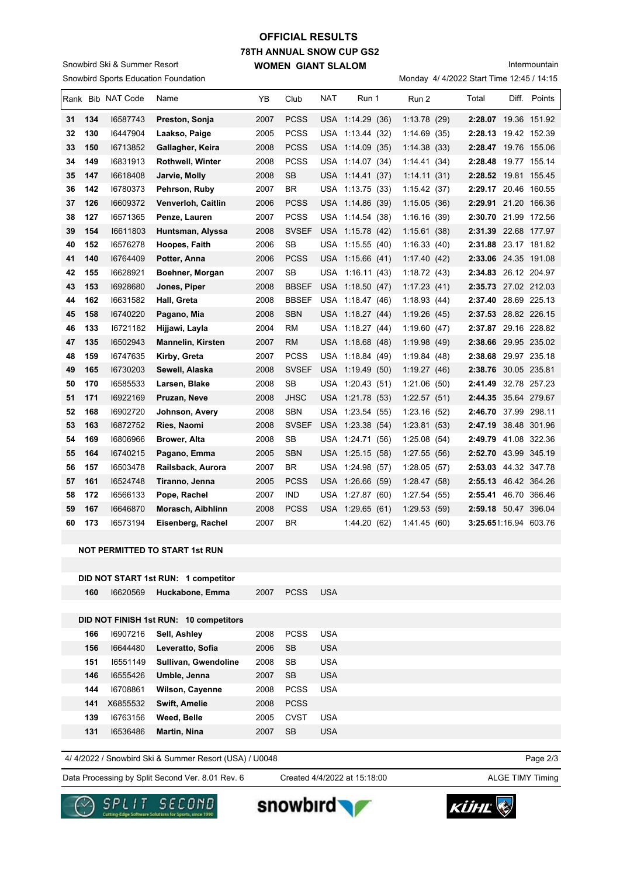# OFFICIAL RESULTS

## 78TH ANNUAL SNOW CUP GS2

### WOMEN GIANT SLALOM

Snowbird Ski & Summer Resort
Snowbird Sports Education Foundation

Intermountain
Monday 4/ 4/2022 Start Time 12:45 / 14:15

| Rank | Bib | NAT Code | Name | YB | Club | NAT | Run 1 | Run 2 | Total | Diff. | Points |
|---|---|---|---|---|---|---|---|---|---|---|---|
| 31 | 134 | I6587743 | **Preston, Sonja** | 2007 | PCSS | USA | 1:14.29 (36) | 1:13.78 (29) | **2:28.07** | 19.36 | 151.92 |
| 32 | 130 | I6447904 | **Laakso, Paige** | 2005 | PCSS | USA | 1:13.44 (32) | 1:14.69 (35) | **2:28.13** | 19.42 | 152.39 |
| 33 | 150 | I6713852 | **Gallagher, Keira** | 2008 | PCSS | USA | 1:14.09 (35) | 1:14.38 (33) | **2:28.47** | 19.76 | 155.06 |
| 34 | 149 | I6831913 | **Rothwell, Winter** | 2008 | PCSS | USA | 1:14.07 (34) | 1:14.41 (34) | **2:28.48** | 19.77 | 155.14 |
| 35 | 147 | I6618408 | **Jarvie, Molly** | 2008 | SB | USA | 1:14.41 (37) | 1:14.11 (31) | **2:28.52** | 19.81 | 155.45 |
| 36 | 142 | I6780373 | **Pehrson, Ruby** | 2007 | BR | USA | 1:13.75 (33) | 1:15.42 (37) | **2:29.17** | 20.46 | 160.55 |
| 37 | 126 | I6609372 | **Venverloh, Caitlin** | 2006 | PCSS | USA | 1:14.86 (39) | 1:15.05 (36) | **2:29.91** | 21.20 | 166.36 |
| 38 | 127 | I6571365 | **Penze, Lauren** | 2007 | PCSS | USA | 1:14.54 (38) | 1:16.16 (39) | **2:30.70** | 21.99 | 172.56 |
| 39 | 154 | I6611803 | **Huntsman, Alyssa** | 2008 | SVSEF | USA | 1:15.78 (42) | 1:15.61 (38) | **2:31.39** | 22.68 | 177.97 |
| 40 | 152 | I6576278 | **Hoopes, Faith** | 2006 | SB | USA | 1:15.55 (40) | 1:16.33 (40) | **2:31.88** | 23.17 | 181.82 |
| 41 | 140 | I6764409 | **Potter, Anna** | 2006 | PCSS | USA | 1:15.66 (41) | 1:17.40 (42) | **2:33.06** | 24.35 | 191.08 |
| 42 | 155 | I6628921 | **Boehner, Morgan** | 2007 | SB | USA | 1:16.11 (43) | 1:18.72 (43) | **2:34.83** | 26.12 | 204.97 |
| 43 | 153 | I6928680 | **Jones, Piper** | 2008 | BBSEF | USA | 1:18.50 (47) | 1:17.23 (41) | **2:35.73** | 27.02 | 212.03 |
| 44 | 162 | I6631582 | **Hall, Greta** | 2008 | BBSEF | USA | 1:18.47 (46) | 1:18.93 (44) | **2:37.40** | 28.69 | 225.13 |
| 45 | 158 | I6740220 | **Pagano, Mia** | 2008 | SBN | USA | 1:18.27 (44) | 1:19.26 (45) | **2:37.53** | 28.82 | 226.15 |
| 46 | 133 | I6721182 | **Hijjawi, Layla** | 2004 | RM | USA | 1:18.27 (44) | 1:19.60 (47) | **2:37.87** | 29.16 | 228.82 |
| 47 | 135 | I6502943 | **Mannelin, Kirsten** | 2007 | RM | USA | 1:18.68 (48) | 1:19.98 (49) | **2:38.66** | 29.95 | 235.02 |
| 48 | 159 | I6747635 | **Kirby, Greta** | 2007 | PCSS | USA | 1:18.84 (49) | 1:19.84 (48) | **2:38.68** | 29.97 | 235.18 |
| 49 | 165 | I6730203 | **Sewell, Alaska** | 2008 | SVSEF | USA | 1:19.49 (50) | 1:19.27 (46) | **2:38.76** | 30.05 | 235.81 |
| 50 | 170 | I6585533 | **Larsen, Blake** | 2008 | SB | USA | 1:20.43 (51) | 1:21.06 (50) | **2:41.49** | 32.78 | 257.23 |
| 51 | 171 | I6922169 | **Pruzan, Neve** | 2008 | JHSC | USA | 1:21.78 (53) | 1:22.57 (51) | **2:44.35** | 35.64 | 279.67 |
| 52 | 168 | I6902720 | **Johnson, Avery** | 2008 | SBN | USA | 1:23.54 (55) | 1:23.16 (52) | **2:46.70** | 37.99 | 298.11 |
| 53 | 163 | I6872752 | **Ries, Naomi** | 2008 | SVSEF | USA | 1:23.38 (54) | 1:23.81 (53) | **2:47.19** | 38.48 | 301.96 |
| 54 | 169 | I6806966 | **Brower, Alta** | 2008 | SB | USA | 1:24.71 (56) | 1:25.08 (54) | **2:49.79** | 41.08 | 322.36 |
| 55 | 164 | I6740215 | **Pagano, Emma** | 2005 | SBN | USA | 1:25.15 (58) | 1:27.55 (56) | **2:52.70** | 43.99 | 345.19 |
| 56 | 157 | I6503478 | **Railsback, Aurora** | 2007 | BR | USA | 1:24.98 (57) | 1:28.05 (57) | **2:53.03** | 44.32 | 347.78 |
| 57 | 161 | I6524748 | **Tiranno, Jenna** | 2005 | PCSS | USA | 1:26.66 (59) | 1:28.47 (58) | **2:55.13** | 46.42 | 364.26 |
| 58 | 172 | I6566133 | **Pope, Rachel** | 2007 | IND | USA | 1:27.87 (60) | 1:27.54 (55) | **2:55.41** | 46.70 | 366.46 |
| 59 | 167 | I6646870 | **Morasch, Aibhlinn** | 2008 | PCSS | USA | 1:29.65 (61) | 1:29.53 (59) | **2:59.18** | 50.47 | 396.04 |
| 60 | 173 | I6573194 | **Eisenberg, Rachel** | 2007 | BR | | 1:44.20 (62) | 1:41.45 (60) | **3:25.65** | 1:16.94 | 603.76 |

**NOT PERMITTED TO START 1st RUN**

**DID NOT START 1st RUN: 1 competitor**

| Bib | NAT Code | Name | YB | Club | NAT |
|---|---|---|---|---|---|
| 160 | I6620569 | **Huckabone, Emma** | 2007 | PCSS | USA |

**DID NOT FINISH 1st RUN: 10 competitors**

| Bib | NAT Code | Name | YB | Club | NAT |
|---|---|---|---|---|---|
| 166 | I6907216 | **Sell, Ashley** | 2008 | PCSS | USA |
| 156 | I6644480 | **Leveratto, Sofia** | 2006 | SB | USA |
| 151 | I6551149 | **Sullivan, Gwendoline** | 2008 | SB | USA |
| 146 | I6555426 | **Umble, Jenna** | 2007 | SB | USA |
| 144 | I6708861 | **Wilson, Cayenne** | 2008 | PCSS | USA |
| 141 | X6855532 | **Swift, Amelie** | 2008 | PCSS | |
| 139 | I6763156 | **Weed, Belle** | 2005 | CVST | USA |
| 131 | I6536486 | **Martin, Nina** | 2007 | SB | USA |

4/ 4/2022 / Snowbird Ski & Summer Resort (USA) / U0048

Data Processing by Split Second Ver. 8.01 Rev. 6 — Created 4/4/2022 at 15:18:00 — ALGE TIMY Timing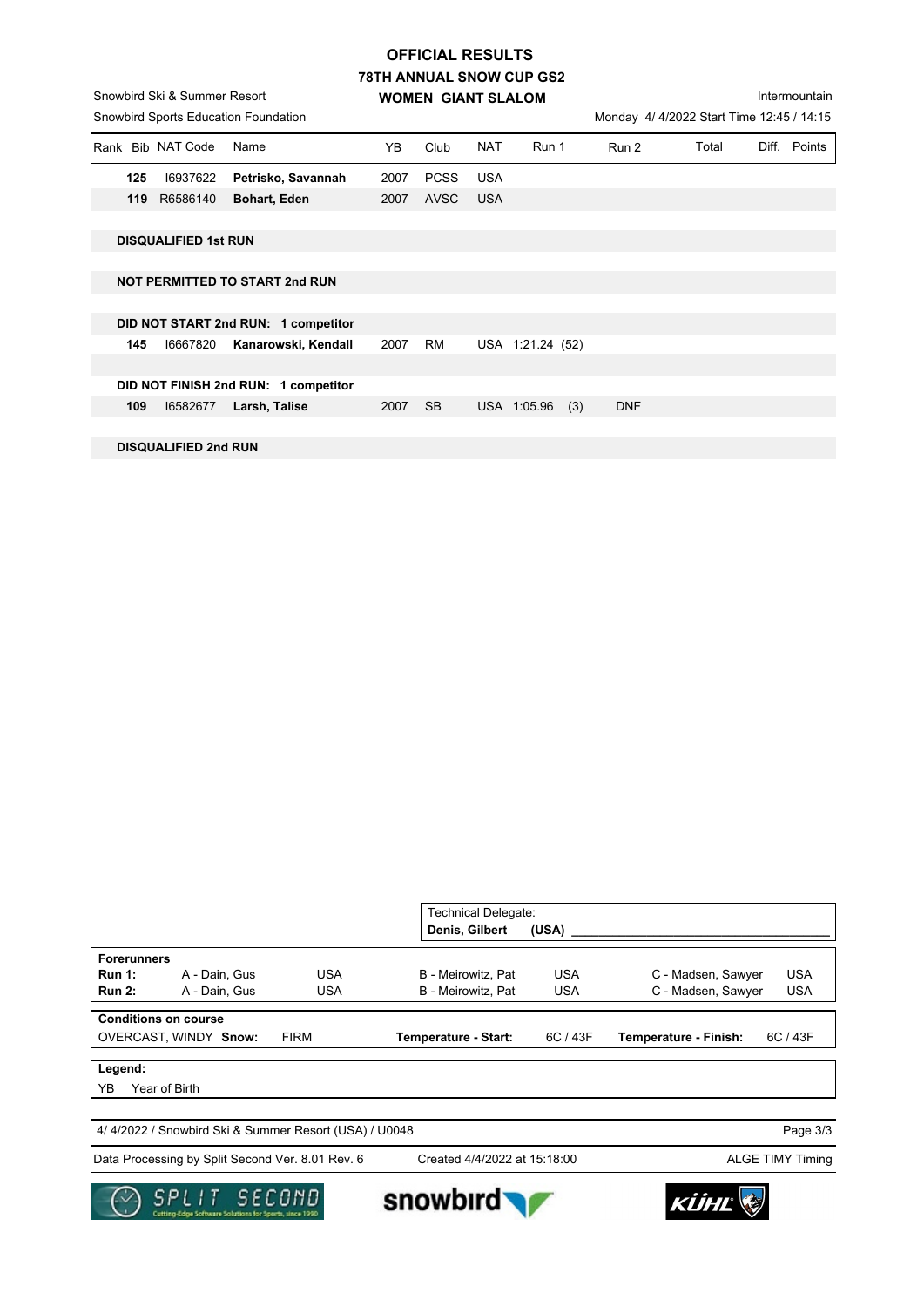# OFFICIAL RESULTS
## 78TH ANNUAL SNOW CUP GS2
## WOMEN GIANT SLALOM

Snowbird Ski & Summer Resort
Snowbird Sports Education Foundation

Intermountain
Monday 4/ 4/2022 Start Time 12:45 / 14:15

| Rank | Bib | NAT Code | Name | YB | Club | NAT | Run 1 | Run 2 | Total | Diff. | Points |
|---|---|---|---|---|---|---|---|---|---|---|---|
| | 125 | I6937622 | **Petrisko, Savannah** | 2007 | PCSS | USA | | | | | |
| | 119 | R6586140 | **Bohart, Eden** | 2007 | AVSC | USA | | | | | |
| **DISQUALIFIED 1st RUN** | | | | | | | | | | | |
| **NOT PERMITTED TO START 2nd RUN** | | | | | | | | | | | |
| **DID NOT START 2nd RUN: 1 competitor** | | | | | | | | | | | |
| | 145 | I6667820 | **Kanarowski, Kendall** | 2007 | RM | USA | 1:21.24 (52) | | | | |
| **DID NOT FINISH 2nd RUN: 1 competitor** | | | | | | | | | | | |
| | 109 | I6582677 | **Larsh, Talise** | 2007 | SB | USA | 1:05.96 (3) | DNF | | | |
| **DISQUALIFIED 2nd RUN** | | | | | | | | | | | |

Technical Delegate:
**Denis, Gilbert** **(USA)** ____________________

| **Forerunners** | | | | | | |
|---|---|---|---|---|---|---|
| **Run 1:** | A - Dain, Gus | USA | B - Meirowitz, Pat | USA | C - Madsen, Sawyer | USA |
| **Run 2:** | A - Dain, Gus | USA | B - Meirowitz, Pat | USA | C - Madsen, Sawyer | USA |

**Conditions on course**
OVERCAST, WINDY **Snow:** FIRM **Temperature - Start:** 6C / 43F **Temperature - Finish:** 6C / 43F

**Legend:**
YB Year of Birth

4/ 4/2022 / Snowbird Ski & Summer Resort (USA) / U0048

Data Processing by Split Second Ver. 8.01 Rev. 6 Created 4/4/2022 at 15:18:00 ALGE TIMY Timing